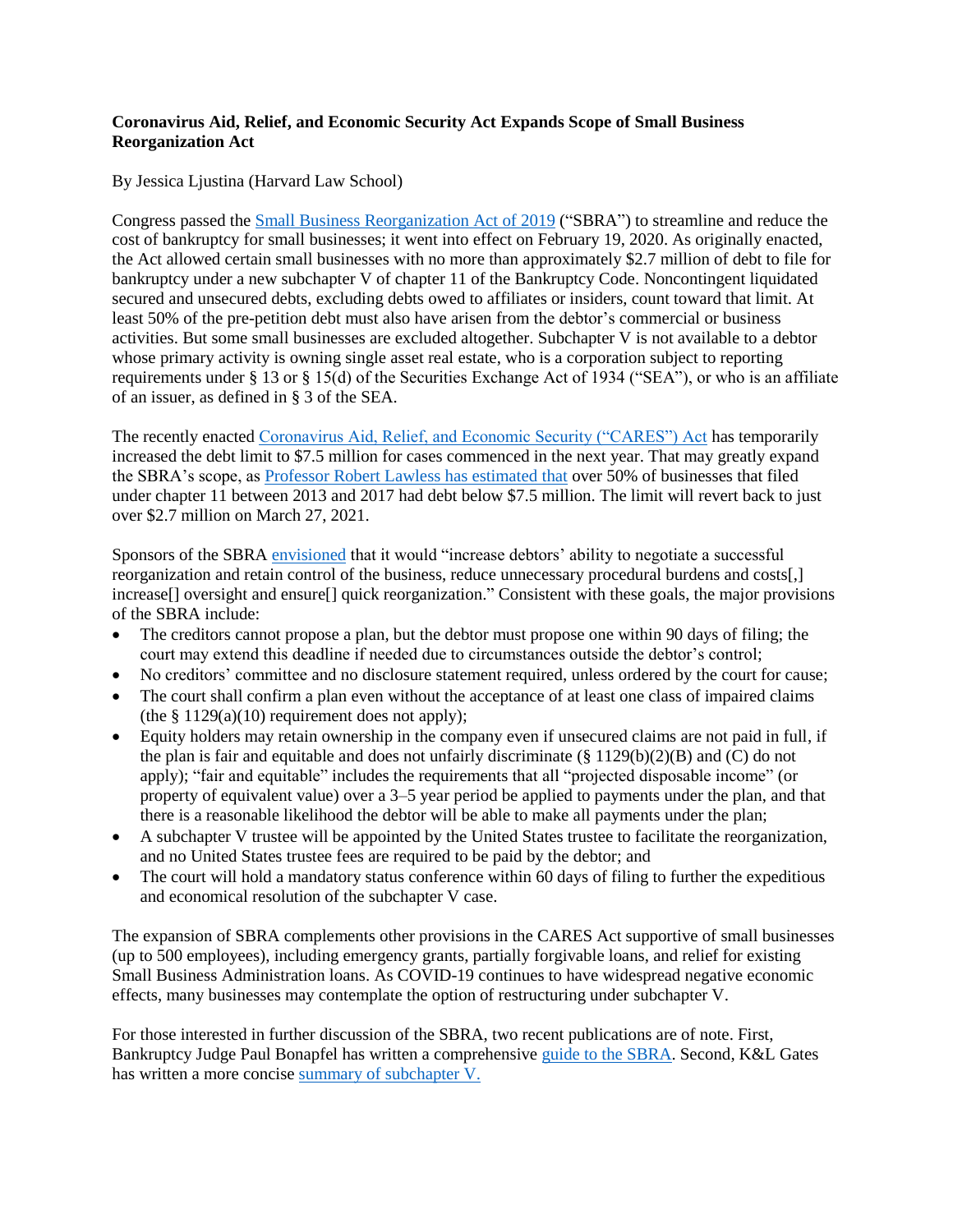**Coronavirus Aid, Relief, and Economic Security Act Expands Scope of Small Business Reorganization Act**

By Jessica Ljustina (Harvard Law School)

Congress passed the Small Business Reorganization Act of 2019 ("SBRA") to streamline and reduce the cost of bankruptcy for small businesses; it went into effect on February 19, 2020. As originally enacted, the Act allowed certain small businesses with no more than approximately $2.7 million of debt to file for bankruptcy under a new subchapter V of chapter 11 of the Bankruptcy Code. Noncontingent liquidated secured and unsecured debts, excluding debts owed to affiliates or insiders, count toward that limit. At least 50% of the pre-petition debt must also have arisen from the debtor's commercial or business activities. But some small businesses are excluded altogether. Subchapter V is not available to a debtor whose primary activity is owning single asset real estate, who is a corporation subject to reporting requirements under § 13 or § 15(d) of the Securities Exchange Act of 1934 ("SEA"), or who is an affiliate of an issuer, as defined in § 3 of the SEA.

The recently enacted Coronavirus Aid, Relief, and Economic Security ("CARES") Act has temporarily increased the debt limit to $7.5 million for cases commenced in the next year. That may greatly expand the SBRA's scope, as Professor Robert Lawless has estimated that over 50% of businesses that filed under chapter 11 between 2013 and 2017 had debt below $7.5 million. The limit will revert back to just over $2.7 million on March 27, 2021.

Sponsors of the SBRA envisioned that it would "increase debtors' ability to negotiate a successful reorganization and retain control of the business, reduce unnecessary procedural burdens and costs[,] increase[] oversight and ensure[] quick reorganization." Consistent with these goals, the major provisions of the SBRA include:

- The creditors cannot propose a plan, but the debtor must propose one within 90 days of filing; the court may extend this deadline if needed due to circumstances outside the debtor's control;
- No creditors' committee and no disclosure statement required, unless ordered by the court for cause;
- The court shall confirm a plan even without the acceptance of at least one class of impaired claims (the § 1129(a)(10) requirement does not apply);
- Equity holders may retain ownership in the company even if unsecured claims are not paid in full, if the plan is fair and equitable and does not unfairly discriminate (§ 1129(b)(2)(B) and (C) do not apply); "fair and equitable" includes the requirements that all "projected disposable income" (or property of equivalent value) over a 3–5 year period be applied to payments under the plan, and that there is a reasonable likelihood the debtor will be able to make all payments under the plan;
- A subchapter V trustee will be appointed by the United States trustee to facilitate the reorganization, and no United States trustee fees are required to be paid by the debtor; and
- The court will hold a mandatory status conference within 60 days of filing to further the expeditious and economical resolution of the subchapter V case.

The expansion of SBRA complements other provisions in the CARES Act supportive of small businesses (up to 500 employees), including emergency grants, partially forgivable loans, and relief for existing Small Business Administration loans. As COVID-19 continues to have widespread negative economic effects, many businesses may contemplate the option of restructuring under subchapter V.

For those interested in further discussion of the SBRA, two recent publications are of note. First, Bankruptcy Judge Paul Bonapfel has written a comprehensive guide to the SBRA. Second, K&L Gates has written a more concise summary of subchapter V.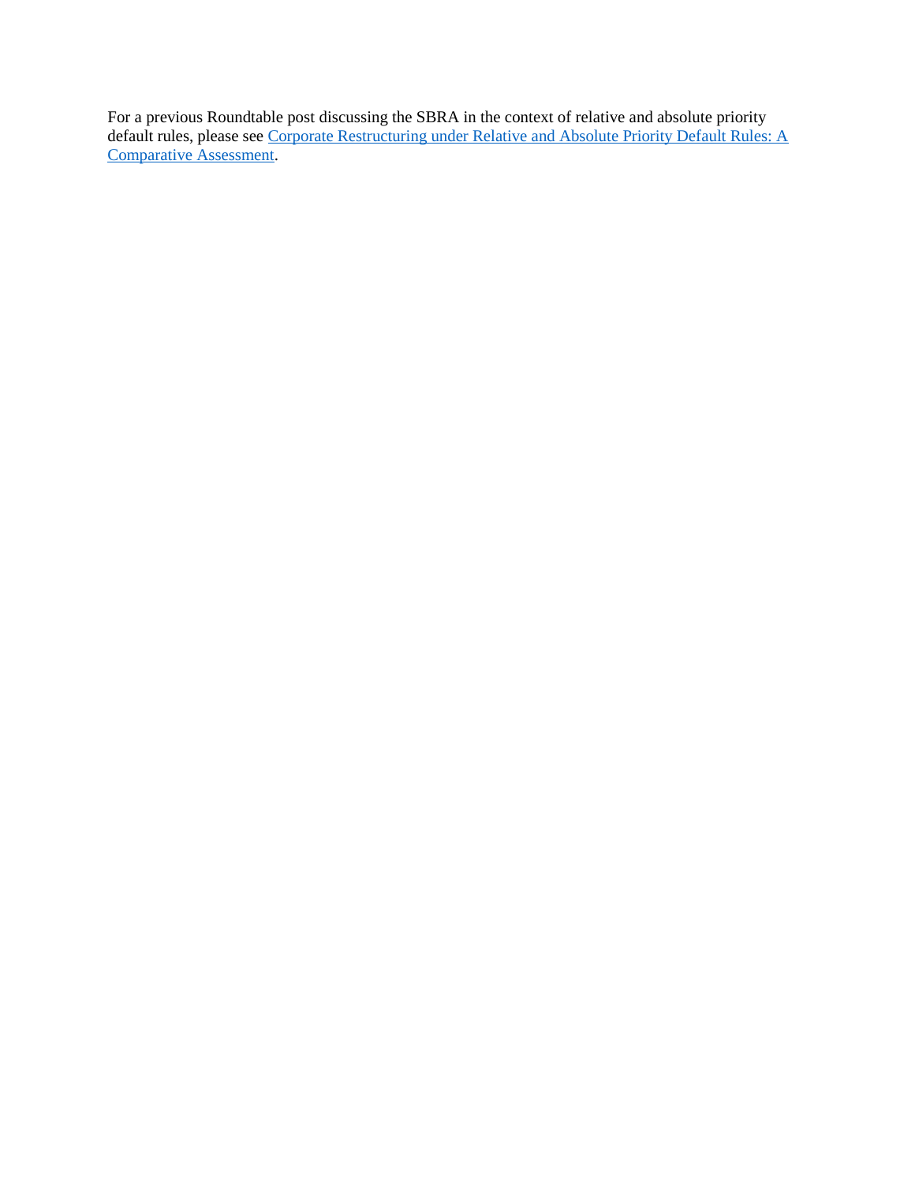For a previous Roundtable post discussing the SBRA in the context of relative and absolute priority default rules, please see [Corporate Restructuring under Relative and Absolute Priority Default Rules: A Comparative Assessment].